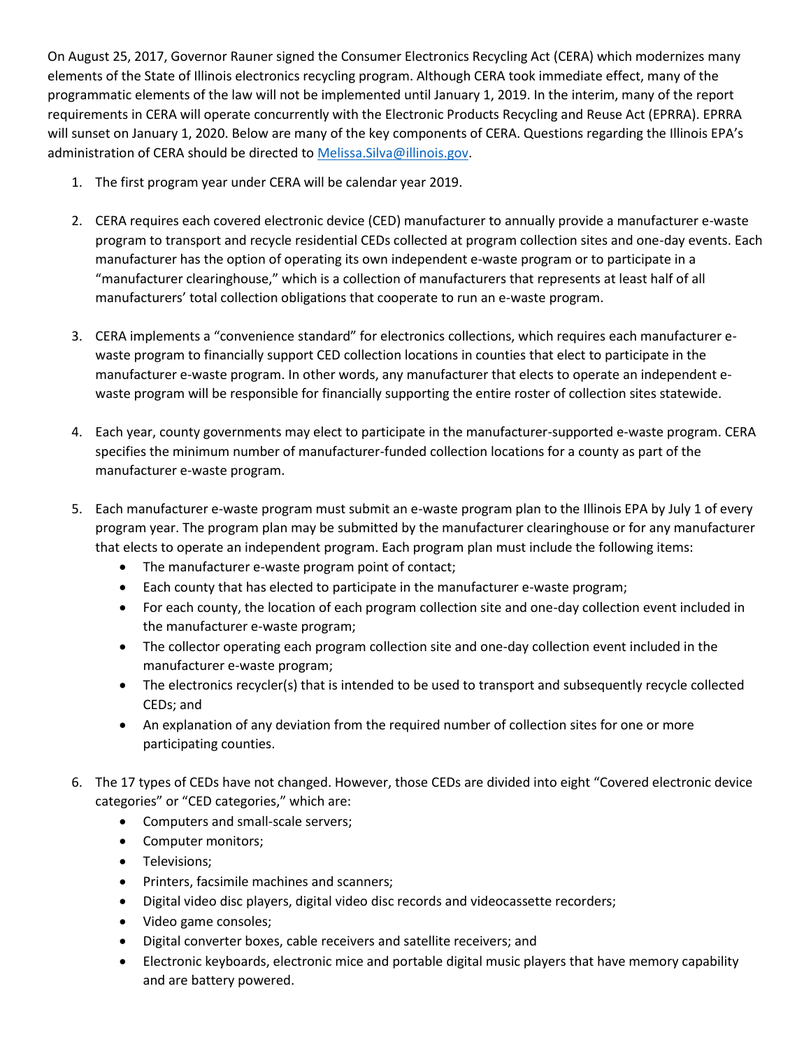On August 25, 2017, Governor Rauner signed the Consumer Electronics Recycling Act (CERA) which modernizes many elements of the State of Illinois electronics recycling program. Although CERA took immediate effect, many of the programmatic elements of the law will not be implemented until January 1, 2019. In the interim, many of the report requirements in CERA will operate concurrently with the Electronic Products Recycling and Reuse Act (EPRRA). EPRRA will sunset on January 1, 2020. Below are many of the key components of CERA. Questions regarding the Illinois EPA's administration of CERA should be directed to [Melissa.Silva@illinois.gov](mailto:Melissa.Silva@illinois.gov).

1. The first program year under CERA will be calendar year 2019.

2. CERA requires each covered electronic device (CED) manufacturer to annually provide a manufacturer e-waste program to transport and recycle residential CEDs collected at program collection sites and one-day events. Each manufacturer has the option of operating its own independent e-waste program or to participate in a "manufacturer clearinghouse," which is a collection of manufacturers that represents at least half of all manufacturers' total collection obligations that cooperate to run an e-waste program.

3. CERA implements a "convenience standard" for electronics collections, which requires each manufacturer e-waste program to financially support CED collection locations in counties that elect to participate in the manufacturer e-waste program. In other words, any manufacturer that elects to operate an independent e-waste program will be responsible for financially supporting the entire roster of collection sites statewide.

4. Each year, county governments may elect to participate in the manufacturer-supported e-waste program. CERA specifies the minimum number of manufacturer-funded collection locations for a county as part of the manufacturer e-waste program.

5. Each manufacturer e-waste program must submit an e-waste program plan to the Illinois EPA by July 1 of every program year. The program plan may be submitted by the manufacturer clearinghouse or for any manufacturer that elects to operate an independent program. Each program plan must include the following items:
   - The manufacturer e-waste program point of contact;
   - Each county that has elected to participate in the manufacturer e-waste program;
   - For each county, the location of each program collection site and one-day collection event included in the manufacturer e-waste program;
   - The collector operating each program collection site and one-day collection event included in the manufacturer e-waste program;
   - The electronics recycler(s) that is intended to be used to transport and subsequently recycle collected CEDs; and
   - An explanation of any deviation from the required number of collection sites for one or more participating counties.

6. The 17 types of CEDs have not changed. However, those CEDs are divided into eight "Covered electronic device categories" or "CED categories," which are:
   - Computers and small-scale servers;
   - Computer monitors;
   - Televisions;
   - Printers, facsimile machines and scanners;
   - Digital video disc players, digital video disc records and videocassette recorders;
   - Video game consoles;
   - Digital converter boxes, cable receivers and satellite receivers; and
   - Electronic keyboards, electronic mice and portable digital music players that have memory capability and are battery powered.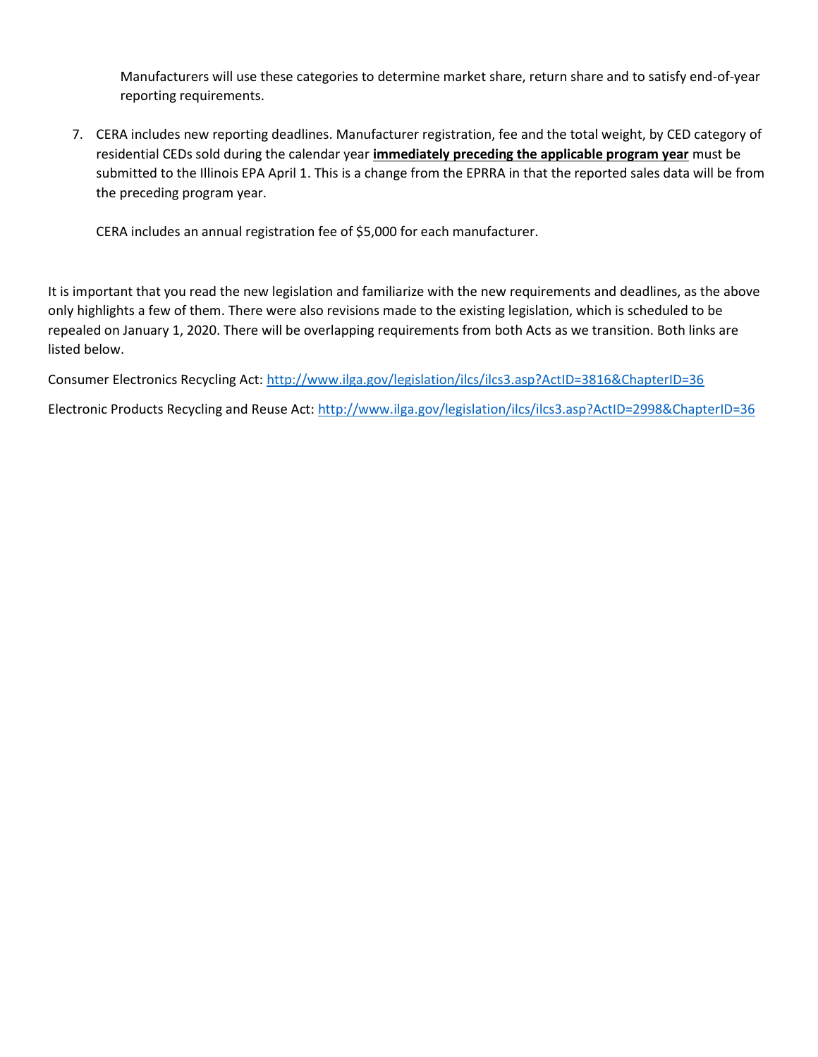Manufacturers will use these categories to determine market share, return share and to satisfy end-of-year reporting requirements.

7. CERA includes new reporting deadlines. Manufacturer registration, fee and the total weight, by CED category of residential CEDs sold during the calendar year **immediately preceding the applicable program year** must be submitted to the Illinois EPA April 1. This is a change from the EPRRA in that the reported sales data will be from the preceding program year.

   CERA includes an annual registration fee of $5,000 for each manufacturer.

It is important that you read the new legislation and familiarize with the new requirements and deadlines, as the above only highlights a few of them. There were also revisions made to the existing legislation, which is scheduled to be repealed on January 1, 2020. There will be overlapping requirements from both Acts as we transition. Both links are listed below.

Consumer Electronics Recycling Act: [http://www.ilga.gov/legislation/ilcs/ilcs3.asp?ActID=3816&ChapterID=36](http://www.ilga.gov/legislation/ilcs/ilcs3.asp?ActID=3816&ChapterID=36)

Electronic Products Recycling and Reuse Act: [http://www.ilga.gov/legislation/ilcs/ilcs3.asp?ActID=2998&ChapterID=36](http://www.ilga.gov/legislation/ilcs/ilcs3.asp?ActID=2998&ChapterID=36)